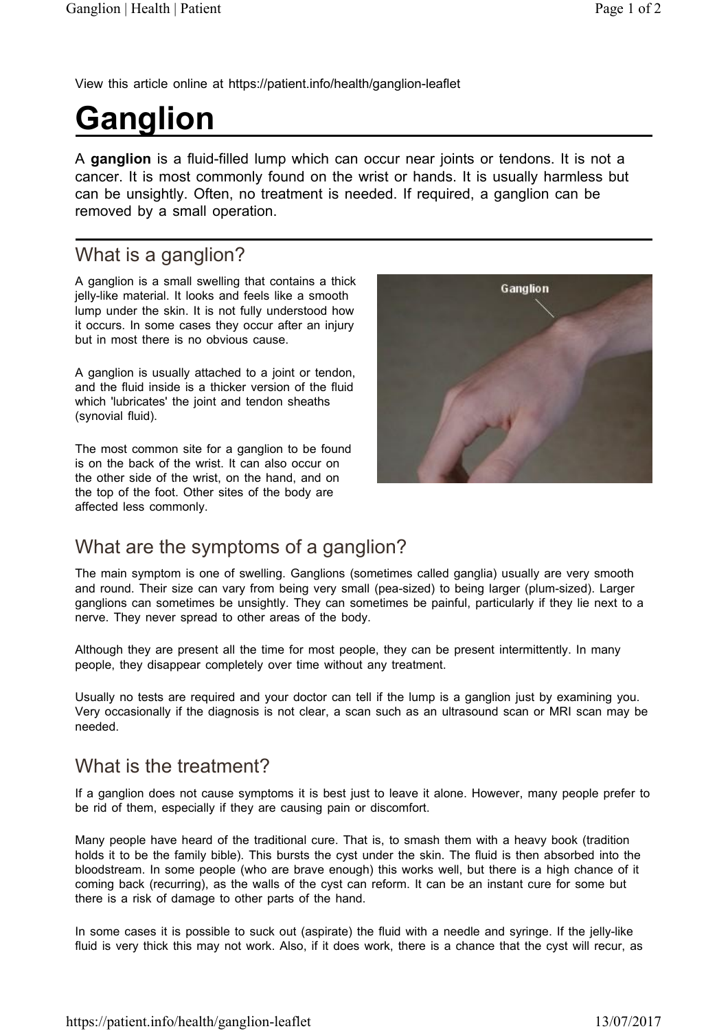View this article online at https://patient.info/health/ganglion-leaflet

# Ganglion

A **ganglion** is a fluid-filled lump which can occur near joints or tendons. It is not a cancer. It is most commonly found on the wrist or hands. It is usually harmless but can be unsightly. Often, no treatment is needed. If required, a ganglion can be removed by a small operation.

## What is a ganglion?

A ganglion is a small swelling that contains a thick jelly-like material. It looks and feels like a smooth lump under the skin. It is not fully understood how it occurs. In some cases they occur after an injury but in most there is no obvious cause.

A ganglion is usually attached to a joint or tendon, and the fluid inside is a thicker version of the fluid which 'lubricates' the joint and tendon sheaths (synovial fluid).

The most common site for a ganglion to be found is on the back of the wrist. It can also occur on the other side of the wrist, on the hand, and on the top of the foot. Other sites of the body are affected less commonly.

## What are the symptoms of a ganglion?

The main symptom is one of swelling. Ganglions (sometimes called ganglia) usually are very smooth and round. Their size can vary from being very small (pea-sized) to being larger (plum-sized). Larger ganglions can sometimes be unsightly. They can sometimes be painful, particularly if they lie next to a nerve. They never spread to other areas of the body.

Although they are present all the time for most people, they can be present intermittently. In many people, they disappear completely over time without any treatment.

Usually no tests are required and your doctor can tell if the lump is a ganglion just by examining you. Very occasionally if the diagnosis is not clear, a scan such as an ultrasound scan or MRI scan may be needed.

## What is the treatment?

If a ganglion does not cause symptoms it is best just to leave it alone. However, many people prefer to be rid of them, especially if they are causing pain or discomfort.

Many people have heard of the traditional cure. That is, to smash them with a heavy book (tradition holds it to be the family bible). This bursts the cyst under the skin. The fluid is then absorbed into the bloodstream. In some people (who are brave enough) this works well, but there is a high chance of it coming back (recurring), as the walls of the cyst can reform. It can be an instant cure for some but there is a risk of damage to other parts of the hand.

In some cases it is possible to suck out (aspirate) the fluid with a needle and syringe. If the jelly-like fluid is very thick this may not work. Also, if it does work, there is a chance that the cyst will recur, as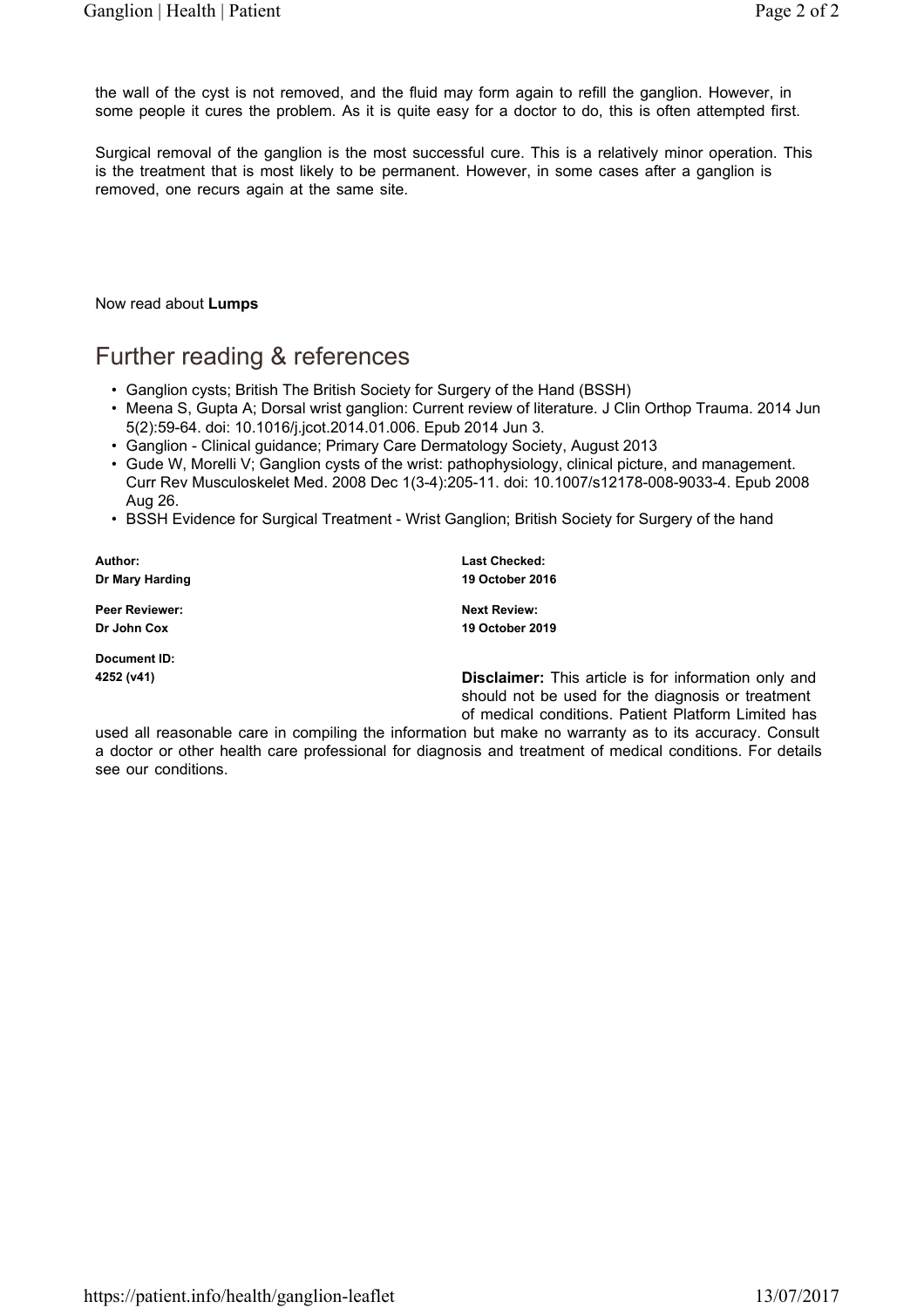the wall of the cyst is not removed, and the fluid may form again to refill the ganglion. However, in some people it cures the problem. As it is quite easy for a doctor to do, this is often attempted first.

Surgical removal of the ganglion is the most successful cure. This is a relatively minor operation. This is the treatment that is most likely to be permanent. However, in some cases after a ganglion is removed, one recurs again at the same site.

Now read about **Lumps**

## Further reading & references

- Ganglion cysts; British The British Society for Surgery of the Hand (BSSH)
- Meena S, Gupta A; Dorsal wrist ganglion: Current review of literature. J Clin Orthop Trauma. 2014 Jun 5(2):59-64. doi: 10.1016/j.jcot.2014.01.006. Epub 2014 Jun 3.
- Ganglion - Clinical guidance; Primary Care Dermatology Society, August 2013
- Gude W, Morelli V; Ganglion cysts of the wrist: pathophysiology, clinical picture, and management. Curr Rev Musculoskelet Med. 2008 Dec 1(3-4):205-11. doi: 10.1007/s12178-008-9033-4. Epub 2008 Aug 26.
- BSSH Evidence for Surgical Treatment - Wrist Ganglion; British Society for Surgery of the hand

**Author:**
**Dr Mary Harding**

**Peer Reviewer:**
**Dr John Cox**

**Document ID:**
**4252 (v41)**

**Last Checked:**
**19 October 2016**

**Next Review:**
**19 October 2019**

**Disclaimer:** This article is for information only and should not be used for the diagnosis or treatment of medical conditions. Patient Platform Limited has used all reasonable care in compiling the information but make no warranty as to its accuracy. Consult a doctor or other health care professional for diagnosis and treatment of medical conditions. For details see our conditions.